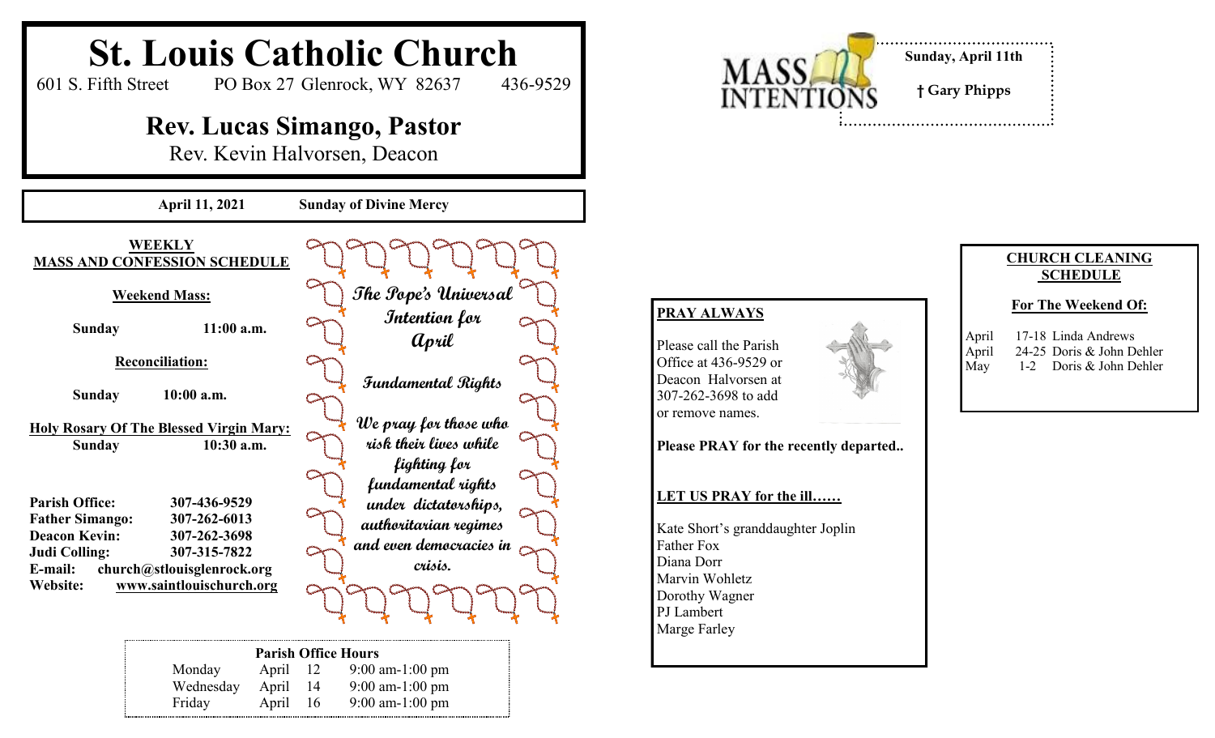# St. Louis Catholic Church

601 S. Fifth Street  PO Box 27 Glenrock, WY 82637  436-9529

## Rev. Lucas Simango, Pastor

Rev. Kevin Halvorsen, Deacon

**April 11, 2021  Sunday of Divine Mercy**

**WEEKLY MASS AND CONFESSION SCHEDULE**

**Weekend Mass:**

**Sunday  11:00 a.m.**

**Reconciliation:**

**Sunday  10:00 a.m.**

**Holy Rosary Of The Blessed Virgin Mary:**
**Sunday  10:30 a.m.**

**Parish Office:** 307-436-9529
**Father Simango:** 307-262-6013
**Deacon Kevin:** 307-262-3698
**Judi Colling:** 307-315-7822
**E-mail:** church@stlouisglenrock.org
**Website:** www.saintlouischurch.org

***The Pope's Universal Intention for April***

***Fundamental Rights***

*We pray for those who risk their lives while fighting for fundamental rights under dictatorships, authoritarian regimes and even democracies in crisis.*

**Parish Office Hours**

| Monday | April 12 | 9:00 am-1:00 pm |
|---|---|---|
| Wednesday | April 14 | 9:00 am-1:00 pm |
| Friday | April 16 | 9:00 am-1:00 pm |

**MASS INTENTIONS**

**Sunday, April 11th**

**† Gary Phipps**

**PRAY ALWAYS**

Please call the Parish Office at 436-9529 or Deacon Halvorsen at 307-262-3698 to add or remove names.

**Please PRAY for the recently departed..**

**LET US PRAY for the ill……**

Kate Short's granddaughter Joplin
Father Fox
Diana Dorr
Marvin Wohletz
Dorothy Wagner
PJ Lambert
Marge Farley

**CHURCH CLEANING SCHEDULE**

**For The Weekend Of:**

| April | 17-18 | Linda Andrews |
|---|---|---|
| April | 24-25 | Doris & John Dehler |
| May | 1-2 | Doris & John Dehler |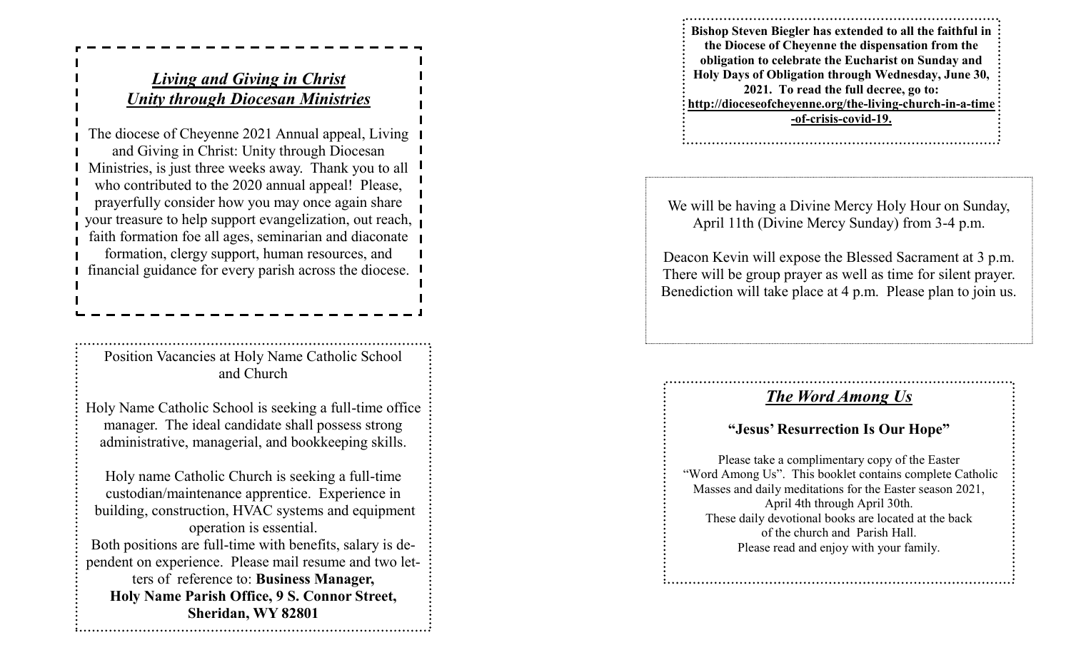## *Living and Giving in Christ*
## *Unity through Diocesan Ministries*

The diocese of Cheyenne 2021 Annual appeal, Living and Giving in Christ: Unity through Diocesan Ministries, is just three weeks away. Thank you to all who contributed to the 2020 annual appeal! Please, prayerfully consider how you may once again share your treasure to help support evangelization, out reach, faith formation foe all ages, seminarian and diaconate formation, clergy support, human resources, and financial guidance for every parish across the diocese.

Position Vacancies at Holy Name Catholic School and Church

Holy Name Catholic School is seeking a full-time office manager. The ideal candidate shall possess strong administrative, managerial, and bookkeeping skills.

Holy name Catholic Church is seeking a full-time custodian/maintenance apprentice. Experience in building, construction, HVAC systems and equipment operation is essential.
Both positions are full-time with benefits, salary is dependent on experience. Please mail resume and two letters of reference to: **Business Manager, Holy Name Parish Office, 9 S. Connor Street, Sheridan, WY 82801**

**Bishop Steven Biegler has extended to all the faithful in the Diocese of Cheyenne the dispensation from the obligation to celebrate the Eucharist on Sunday and Holy Days of Obligation through Wednesday, June 30, 2021. To read the full decree, go to: http://dioceseofcheyenne.org/the-living-church-in-a-time-of-crisis-covid-19.**

We will be having a Divine Mercy Holy Hour on Sunday, April 11th (Divine Mercy Sunday) from 3-4 p.m.

Deacon Kevin will expose the Blessed Sacrament at 3 p.m. There will be group prayer as well as time for silent prayer. Benediction will take place at 4 p.m. Please plan to join us.

## *The Word Among Us*

### "Jesus' Resurrection Is Our Hope"

Please take a complimentary copy of the Easter "Word Among Us". This booklet contains complete Catholic Masses and daily meditations for the Easter season 2021, April 4th through April 30th.
These daily devotional books are located at the back of the church and Parish Hall.
Please read and enjoy with your family.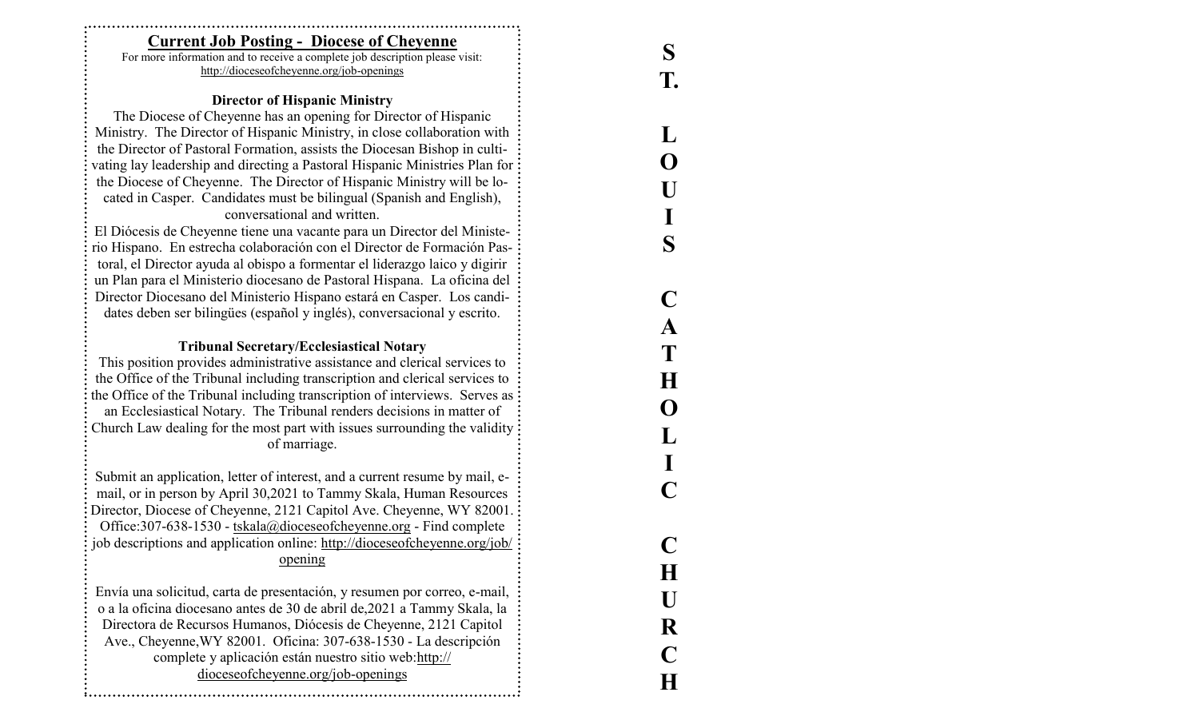## Current Job Posting - Diocese of Cheyenne

For more information and to receive a complete job description please visit: http://dioceseofcheyenne.org/job-openings

### Director of Hispanic Ministry

The Diocese of Cheyenne has an opening for Director of Hispanic Ministry. The Director of Hispanic Ministry, in close collaboration with the Director of Pastoral Formation, assists the Diocesan Bishop in cultivating lay leadership and directing a Pastoral Hispanic Ministries Plan for the Diocese of Cheyenne. The Director of Hispanic Ministry will be located in Casper. Candidates must be bilingual (Spanish and English), conversational and written.

El Diócesis de Cheyenne tiene una vacante para un Director del Ministerio Hispano. En estrecha colaboración con el Director de Formación Pastoral, el Director ayuda al obispo a formentar el liderazgo laico y digirir un Plan para el Ministerio diocesano de Pastoral Hispana. La oficina del Director Diocesano del Ministerio Hispano estará en Casper. Los candidates deben ser bilingües (español y inglés), conversacional y escrito.

### Tribunal Secretary/Ecclesiastical Notary

This position provides administrative assistance and clerical services to the Office of the Tribunal including transcription and clerical services to the Office of the Tribunal including transcription of interviews. Serves as an Ecclesiastical Notary. The Tribunal renders decisions in matter of Church Law dealing for the most part with issues surrounding the validity of marriage.

Submit an application, letter of interest, and a current resume by mail, e-mail, or in person by April 30,2021 to Tammy Skala, Human Resources Director, Diocese of Cheyenne, 2121 Capitol Ave. Cheyenne, WY 82001. Office:307-638-1530 - tskala@dioceseofcheyenne.org - Find complete job descriptions and application online: http://dioceseofcheyenne.org/job/opening

Envía una solicitud, carta de presentación, y resumen por correo, e-mail, o a la oficina diocesano antes de 30 de abril de,2021 a Tammy Skala, la Directora de Recursos Humanos, Diócesis de Cheyenne, 2121 Capitol Ave., Cheyenne,WY 82001. Oficina: 307-638-1530 - La descripción complete y aplicación están nuestro sitio web:http://dioceseofcheyenne.org/job-openings

**ST. LOUIS CATHOLIC CHURCH**